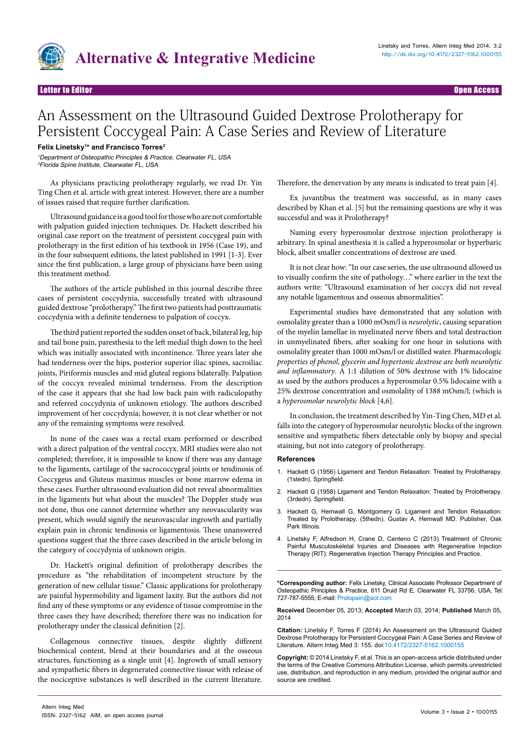Letter to Editor

Open Access

# An Assessment on the Ultrasound Guided Dextrose Prolotherapy for Persistent Coccygeal Pain: A Case Series and Review of Literature

**Felix Linetsky[1]* and Francisco Torres[2]**

*[1]Department of Osteopathic Principles & Practice, Clearwater FL, USA*
*[2]Florida Spine Institute, Clearwater FL, USA*

As physicians practicing prolotherapy regularly, we read Dr. Yin Ting Chen et al. article with great interest. However, there are a number of issues raised that require further clarification.

Ultrasound guidance is a good tool for those who are not comfortable with palpation guided injection techniques. Dr. Hackett described his original case report on the treatment of persistent coccygeal pain with prolotherapy in the first edition of his textbook in 1956 (Case 19), and in the four subsequent editions, the latest published in 1991 [1-3]. Ever since the first publication, a large group of physicians have been using this treatment method.

The authors of the article published in this journal describe three cases of persistent coccydynia, successfully treated with ultrasound guided dextrose "prolotherapy." The first two patients had posttraumatic coccydynia with a definite tenderness to palpation of coccyx.

The third patient reported the sudden onset of back, bilateral leg, hip and tail bone pain, paresthesia to the left medial thigh down to the heel which was initially associated with incontinence. Three years later she had tenderness over the hips, posterior superior iliac spines, sacroiliac joints, Piriformis muscles and mid gluteal regions bilaterally. Palpation of the coccyx revealed minimal tenderness. From the description of the case it appears that she had low back pain with radiculopathy and referred coccydynia of unknown etiology. The authors described improvement of her coccydynia; however, it is not clear whether or not any of the remaining symptoms were resolved.

In none of the cases was a rectal exam performed or described with a direct palpation of the ventral coccyx. MRI studies were also not completed; therefore, it is impossible to know if there was any damage to the ligaments, cartilage of the sacrococcygeal joints or tendinosis of Coccygeus and Gluteus maximus muscles or bone marrow edema in these cases. Further ultrasound evaluation did not reveal abnormalities in the ligaments but what about the muscles? The Doppler study was not done, thus one cannot determine whether any neovascularity was present, which would signify the neurovascular ingrowth and partially explain pain in chronic tendinosis or ligamentosis. These unanswered questions suggest that the three cases described in the article belong in the category of coccydynia of unknown origin.

Dr. Hackett's original definition of prolotherapy describes the procedure as "the rehabilitation of incompetent structure by the generation of new cellular tissue." Classic applications for prolotherapy are painful hypermobility and ligament laxity. But the authors did not find any of these symptoms or any evidence of tissue compromise in the three cases they have described; therefore there was no indication for prolotherapy under the classical definition [2].

Collagenous connective tissues, despite slightly different biochemical content, blend at their boundaries and at the osseous structures, functioning as a single unit [4]. Ingrowth of small sensory and sympathetic fibers in degenerated connective tissue with release of the nociceptive substances is well described in the current literature. Therefore, the denervation by any means is indicated to treat pain [4].

Ex juvantibus the treatment was successful, as in many cases described by Khan et al. [5] but the remaining questions are why it was successful and was it Prolotherapy?

Naming every hyperosmolar dextrose injection prolotherapy is arbitrary. In spinal anesthesia it is called a hyperosmolar or hyperbaric block, albeit smaller concentrations of dextrose are used.

It is not clear how: "In our case series, the use ultrasound allowed us to visually confirm the site of pathology…" where earlier in the text the authors write: "Ultrasound examination of her coccyx did not reveal any notable ligamentous and osseous abnormalities".

Experimental studies have demonstrated that any solution with osmolality greater than a 1000 mOsm/l is *neurolytic*, causing separation of the myelin lamellae in myelinated nerve fibers and total destruction in unmyelinated fibers, after soaking for one hour in solutions with osmolality greater than 1000 mOsm/l or distilled water. Pharmacologic *properties of phenol, glycerin and hypertonic dextrose are both neurolytic and inflammatory*. A 1:1 dilution of 50% dextrose with 1% lidocaine as used by the authors produces a hyperosmolar 0.5% lidocaine with a 25% dextrose concentration and osmolality of 1388 mOsm/l; (which is a *hyperosmolar neurolytic block* [4,6].

In conclusion, the treatment described by Yin-Ting Chen, MD et al. falls into the category of hyperosmolar neurolytic blocks of the ingrown sensitive and sympathetic fibers detectable only by biopsy and special staining, but not into category of prolotherapy.

## References

1. Hackett G (1956) Ligament and Tendon Relaxation: Treated by Prolotherapy. (1stedn). Springfield.
2. Hackett G (1958) Ligament and Tendon Relaxation: Treated by Prolotherapy. (3rdedn). Springfield.
3. Hackett G, Hemwall G, Montgomery G. Ligament and Tendon Relaxation: Treated by Prolotherapy. (5thedn). Gustav A, Hemwall MD. Publisher, Oak Park Illinois.
4. Linetsky F, Alfredson H, Crane D, Centeno C (2013) Treatment of Chronic Painful Musculoskeletal Injuries and Diseases with Regenerative Injection Therapy (RIT): Regenerative Injection Therapy Principles and Practice.

**\*Corresponding author:** Felix Linetsky, Clinical Associate Professor Department of Osteopathic Principles & Practice, 611 Druid Rd E, Clearwater FL 33756, USA, Tel: 727-787-5555; E-mail: Prolopain@aol.com

**Received** December 05, 2013; **Accepted** March 03, 2014; **Published** March 05, 2014

**Citation:** Linetsky F, Torres F (2014) An Assessment on the Ultrasound Guided Dextrose Prolotherapy for Persistent Coccygeal Pain: A Case Series and Review of Literature. Altern Integ Med 3: 155. doi:10.4172/2327-5162.1000155

**Copyright:** © 2014 Linetsky F, et al. This is an open-access article distributed under the terms of the Creative Commons Attribution License, which permits unrestricted use, distribution, and reproduction in any medium, provided the original author and source are credited.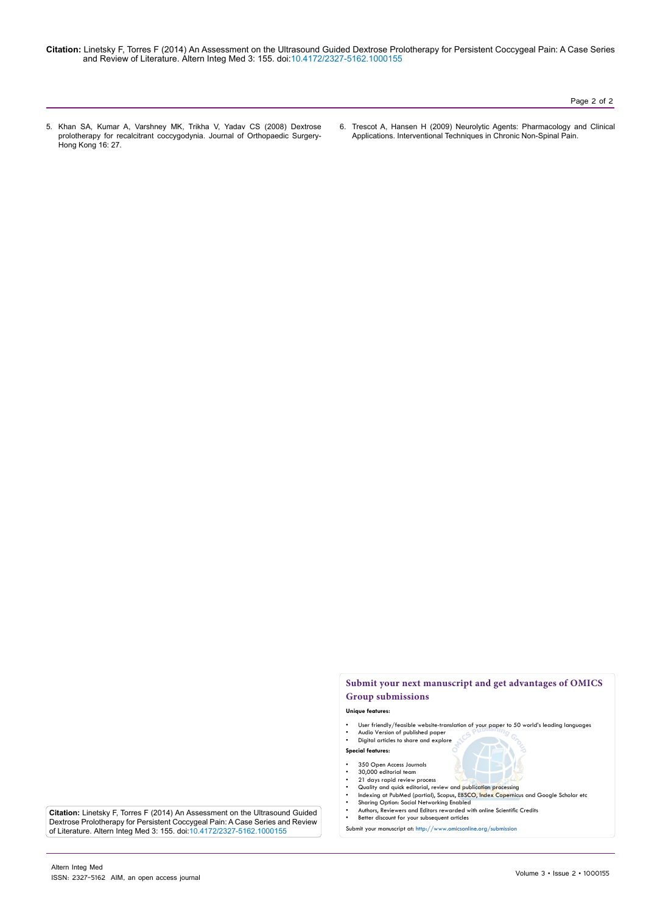5. Khan SA, Kumar A, Varshney MK, Trikha V, Yadav CS (2008) Dextrose prolotherapy for recalcitrant coccygodynia. Journal of Orthopaedic Surgery-Hong Kong 16: 27.
6. Trescot A, Hansen H (2009) Neurolytic Agents: Pharmacology and Clinical Applications. Interventional Techniques in Chronic Non-Spinal Pain.

**Submit your next manuscript and get advantages of OMICS Group submissions**

**Unique features:**

- User friendly/feasible website-translation of your paper to 50 world's leading languages
- Audio Version of published paper
- Digital articles to share and explore

**Special features:**

- 350 Open Access Journals
- 30,000 editorial team
- 21 days rapid review process
- Quality and quick editorial, review and publication processing
- Indexing at PubMed (partial), Scopus, EBSCO, Index Copernicus and Google Scholar etc
- Sharing Option: Social Networking Enabled
- Authors, Reviewers and Editors rewarded with online Scientific Credits
- Better discount for your subsequent articles

Submit your manuscript at: http://www.omicsonline.org/submission

**Citation:** Linetsky F, Torres F (2014) An Assessment on the Ultrasound Guided Dextrose Prolotherapy for Persistent Coccygeal Pain: A Case Series and Review of Literature. Altern Integ Med 3: 155. doi:10.4172/2327-5162.1000155